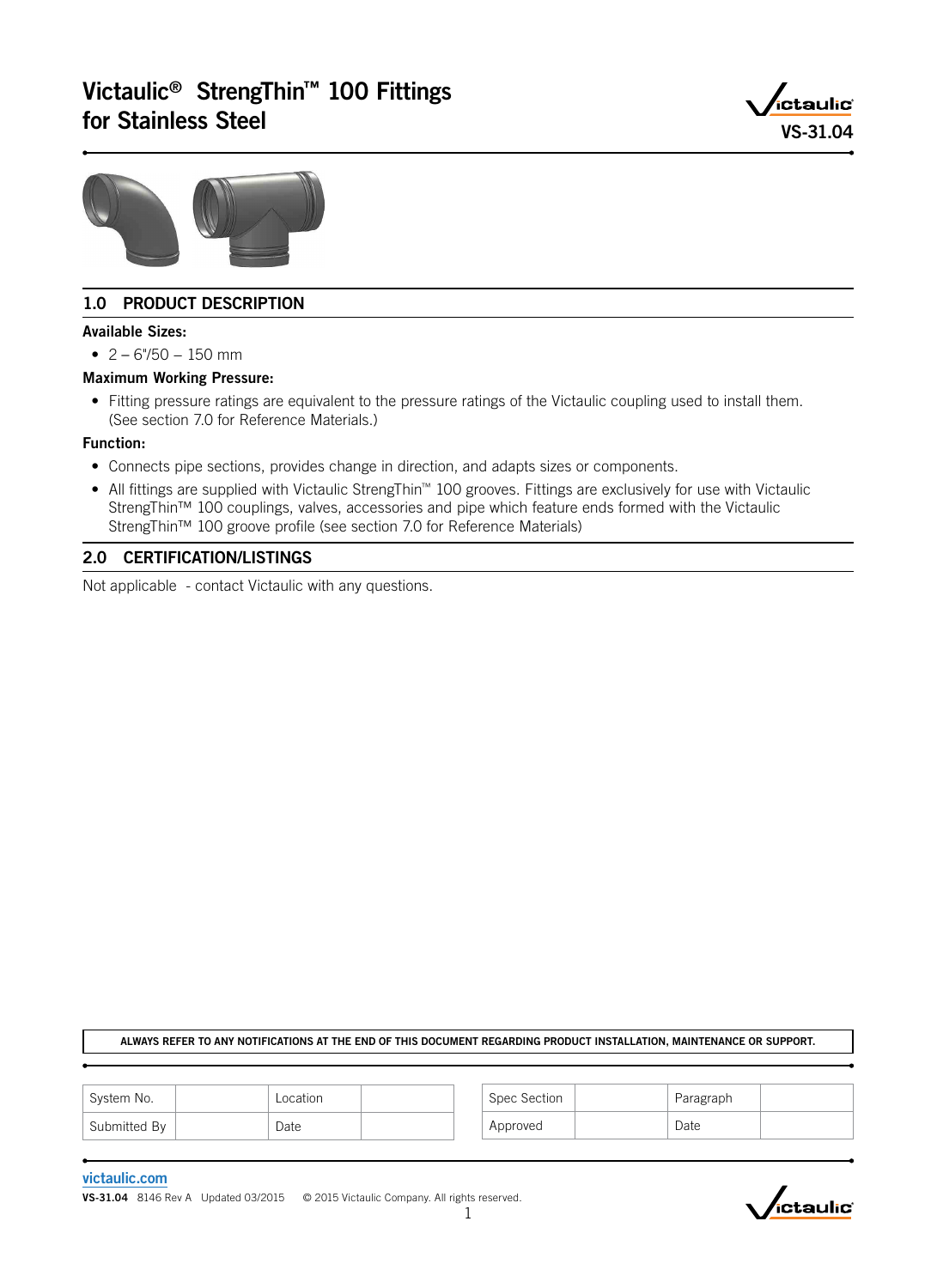# Victaulic® StrengThin™ 100 Fittings for Stainless Steel

VS-31.04

## 1.0 PRODUCT DESCRIPTION

**Available Sizes:**

- 2 – 6"/50 – 150 mm

**Maximum Working Pressure:**

- Fitting pressure ratings are equivalent to the pressure ratings of the Victaulic coupling used to install them. (See section 7.0 for Reference Materials.)

**Function:**

- Connects pipe sections, provides change in direction, and adapts sizes or components.
- All fittings are supplied with Victaulic StrengThin™ 100 grooves. Fittings are exclusively for use with Victaulic StrengThin™ 100 couplings, valves, accessories and pipe which feature ends formed with the Victaulic StrengThin™ 100 groove profile (see section 7.0 for Reference Materials)

## 2.0 CERTIFICATION/LISTINGS

Not applicable - contact Victaulic with any questions.

**ALWAYS REFER TO ANY NOTIFICATIONS AT THE END OF THIS DOCUMENT REGARDING PRODUCT INSTALLATION, MAINTENANCE OR SUPPORT.**

| System No. | | Location | |
|---|---|---|---|
| Submitted By | | Date | |

| Spec Section | | Paragraph | |
|---|---|---|---|
| Approved | | Date | |

victaulic.com

**VS-31.04** 8146 Rev A Updated 03/2015 © 2015 Victaulic Company. All rights reserved.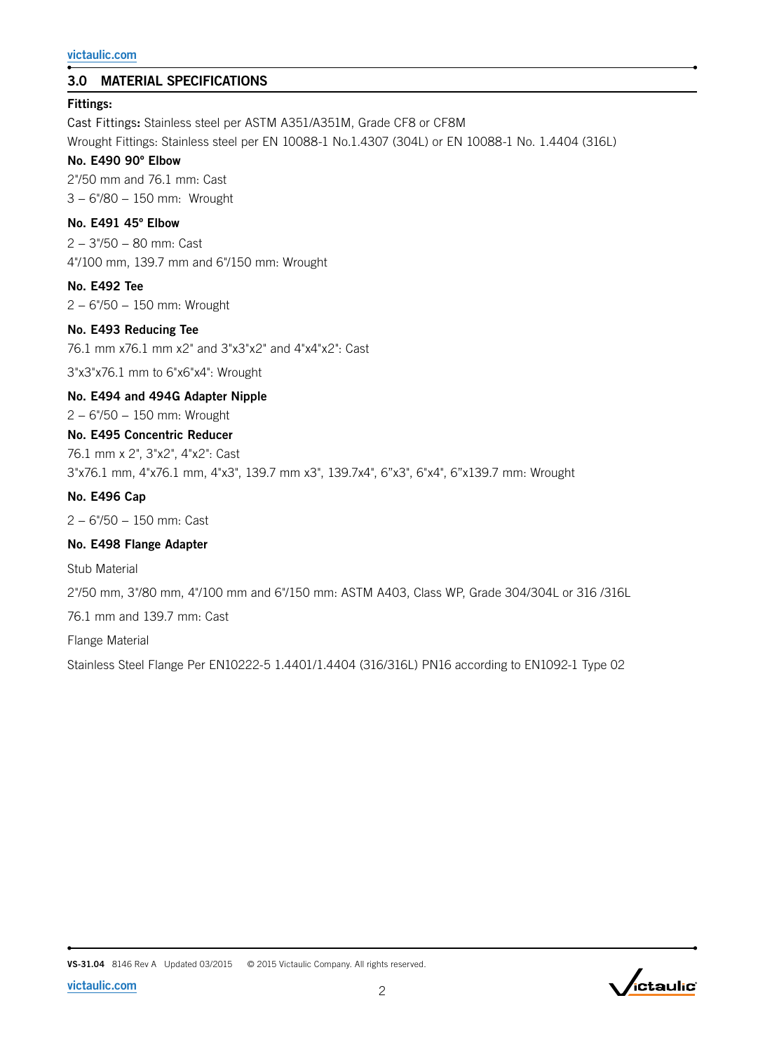## 3.0 MATERIAL SPECIFICATIONS

**Fittings:**

Cast Fittings**:** Stainless steel per ASTM A351/A351M, Grade CF8 or CF8M

Wrought Fittings: Stainless steel per EN 10088-1 No.1.4307 (304L) or EN 10088-1 No. 1.4404 (316L)

**No. E490 90° Elbow**

2"/50 mm and 76.1 mm: Cast

3 – 6"/80 – 150 mm: Wrought

**No. E491 45° Elbow**

2 – 3"/50 – 80 mm: Cast

4"/100 mm, 139.7 mm and 6"/150 mm: Wrought

**No. E492 Tee**

2 – 6"/50 – 150 mm: Wrought

**No. E493 Reducing Tee**

76.1 mm x76.1 mm x2" and 3"x3"x2" and 4"x4"x2": Cast

3"x3"x76.1 mm to 6"x6"x4": Wrought

**No. E494 and 494G Adapter Nipple**

2 – 6"/50 – 150 mm: Wrought

**No. E495 Concentric Reducer**

76.1 mm x 2", 3"x2", 4"x2": Cast

3"x76.1 mm, 4"x76.1 mm, 4"x3", 139.7 mm x3", 139.7x4", 6"x3", 6"x4", 6"x139.7 mm: Wrought

**No. E496 Cap**

2 – 6"/50 – 150 mm: Cast

**No. E498 Flange Adapter**

Stub Material

2"/50 mm, 3"/80 mm, 4"/100 mm and 6"/150 mm: ASTM A403, Class WP, Grade 304/304L or 316 /316L

76.1 mm and 139.7 mm: Cast

Flange Material

Stainless Steel Flange Per EN10222-5 1.4401/1.4404 (316/316L) PN16 according to EN1092-1 Type 02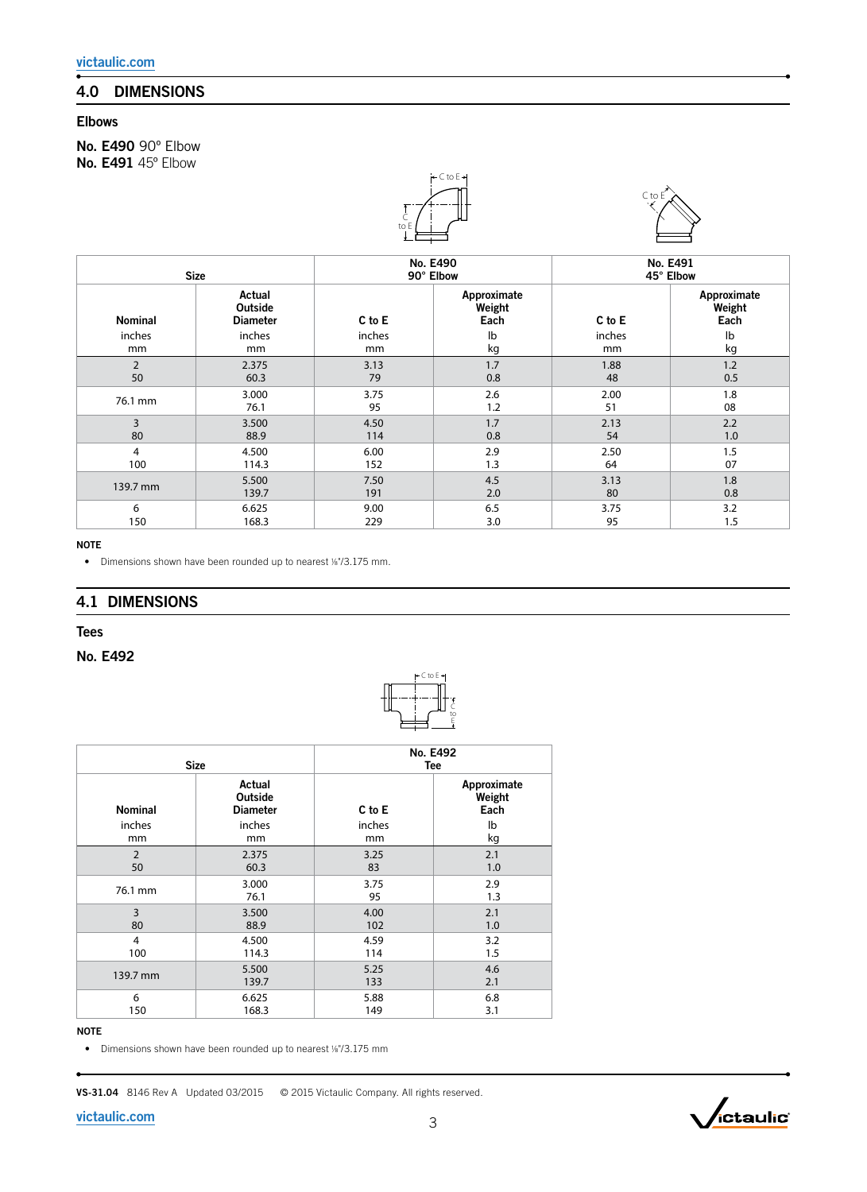## 4.0 DIMENSIONS

### Elbows

**No. E490** 90º Elbow
**No. E491** 45º Elbow

| Size | | No. E490 90° Elbow | | No. E491 45° Elbow | |
|---|---|---|---|---|---|
| Nominal inches mm | Actual Outside Diameter inches mm | C to E inches mm | Approximate Weight Each lb kg | C to E inches mm | Approximate Weight Each lb kg |
| 2 50 | 2.375 60.3 | 3.13 79 | 1.7 0.8 | 1.88 48 | 1.2 0.5 |
| 76.1 mm | 3.000 76.1 | 3.75 95 | 2.6 1.2 | 2.00 51 | 1.8 08 |
| 3 80 | 3.500 88.9 | 4.50 114 | 1.7 0.8 | 2.13 54 | 2.2 1.0 |
| 4 100 | 4.500 114.3 | 6.00 152 | 2.9 1.3 | 2.50 64 | 1.5 07 |
| 139.7 mm | 5.500 139.7 | 7.50 191 | 4.5 2.0 | 3.13 80 | 1.8 0.8 |
| 6 150 | 6.625 168.3 | 9.00 229 | 6.5 3.0 | 3.75 95 | 3.2 1.5 |

**NOTE**

- Dimensions shown have been rounded up to nearest ⅛"/3.175 mm.

## 4.1 DIMENSIONS

### Tees

### No. E492

| Size | | No. E492 Tee | |
|---|---|---|---|
| Nominal inches mm | Actual Outside Diameter inches mm | C to E inches mm | Approximate Weight Each lb kg |
| 2 50 | 2.375 60.3 | 3.25 83 | 2.1 1.0 |
| 76.1 mm | 3.000 76.1 | 3.75 95 | 2.9 1.3 |
| 3 80 | 3.500 88.9 | 4.00 102 | 2.1 1.0 |
| 4 100 | 4.500 114.3 | 4.59 114 | 3.2 1.5 |
| 139.7 mm | 5.500 139.7 | 5.25 133 | 4.6 2.1 |
| 6 150 | 6.625 168.3 | 5.88 149 | 6.8 3.1 |

**NOTE**

- Dimensions shown have been rounded up to nearest ⅛"/3.175 mm

**VS-31.04** 8146 Rev A Updated 03/2015 © 2015 Victaulic Company. All rights reserved.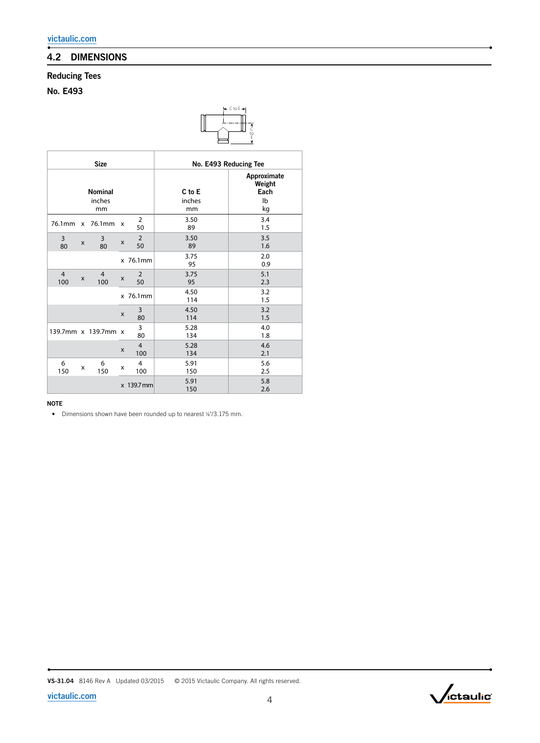## 4.2 DIMENSIONS

### Reducing Tees

### No. E493

| Size | | | | | No. E493 Reducing Tee | |
|---|---|---|---|---|---|---|
| Nominal inches mm | | | | | C to E inches mm | Approximate Weight Each lb kg |
| 76.1mm | x | 76.1mm | x | 2<br>50 | 3.50<br>89 | 3.4<br>1.5 |
| 3<br>80 | x | 3<br>80 | x | 2<br>50 | 3.50<br>89 | 3.5<br>1.6 |
| | | | x | 76.1mm | 3.75<br>95 | 2.0<br>0.9 |
| 4<br>100 | x | 4<br>100 | x | 2<br>50 | 3.75<br>95 | 5.1<br>2.3 |
| | | | x | 76.1mm | 4.50<br>114 | 3.2<br>1.5 |
| | | | x | 3<br>80 | 4.50<br>114 | 3.2<br>1.5 |
| 139.7mm | x | 139.7mm | x | 3<br>80 | 5.28<br>134 | 4.0<br>1.8 |
| | | | x | 4<br>100 | 5.28<br>134 | 4.6<br>2.1 |
| 6<br>150 | x | 6<br>150 | x | 4<br>100 | 5.91<br>150 | 5.6<br>2.5 |
| | | | x | 139.7mm | 5.91<br>150 | 5.8<br>2.6 |

**NOTE**

- Dimensions shown have been rounded up to nearest ⅛"/3.175 mm.

VS-31.04 8146 Rev A Updated 03/2015 © 2015 Victaulic Company. All rights reserved.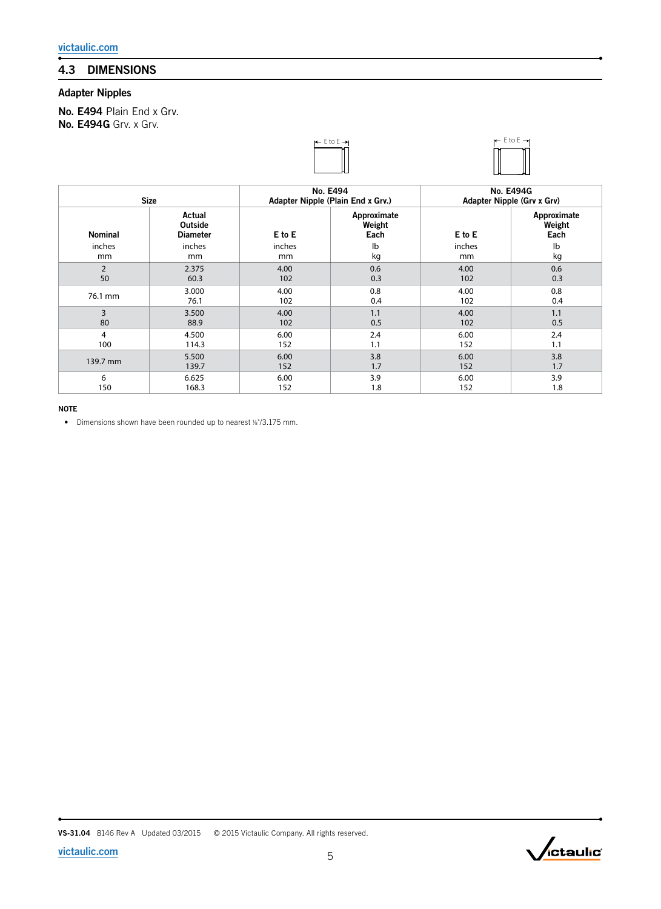## 4.3 DIMENSIONS

### Adapter Nipples

**No. E494** Plain End x Grv.
**No. E494G** Grv. x Grv.

| Size | | No. E494 Adapter Nipple (Plain End x Grv.) | | No. E494G Adapter Nipple (Grv x Grv) | |
|---|---|---|---|---|---|
| Nominal inches mm | Actual Outside Diameter inches mm | E to E inches mm | Approximate Weight Each lb kg | E to E inches mm | Approximate Weight Each lb kg |
| 2 50 | 2.375 60.3 | 4.00 102 | 0.6 0.3 | 4.00 102 | 0.6 0.3 |
| 76.1 mm | 3.000 76.1 | 4.00 102 | 0.8 0.4 | 4.00 102 | 0.8 0.4 |
| 3 80 | 3.500 88.9 | 4.00 102 | 1.1 0.5 | 4.00 102 | 1.1 0.5 |
| 4 100 | 4.500 114.3 | 6.00 152 | 2.4 1.1 | 6.00 152 | 2.4 1.1 |
| 139.7 mm | 5.500 139.7 | 6.00 152 | 3.8 1.7 | 6.00 152 | 3.8 1.7 |
| 6 150 | 6.625 168.3 | 6.00 152 | 3.9 1.8 | 6.00 152 | 3.9 1.8 |

**NOTE**

- Dimensions shown have been rounded up to nearest ⅛"/3.175 mm.

VS-31.04 8146 Rev A Updated 03/2015 © 2015 Victaulic Company. All rights reserved.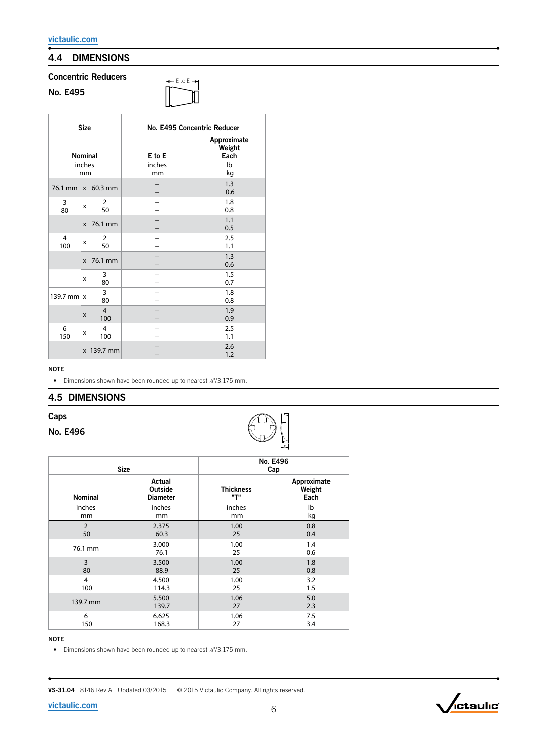## 4.4 DIMENSIONS

### Concentric Reducers

### No. E495

| Size | | | No. E495 Concentric Reducer | |
|---|---|---|---|---|
| Nominal inches mm | | | E to E inches mm | Approximate Weight Each lb kg |
| 76.1 mm | x | 60.3 mm | – – | 1.3 0.6 |
| 3 80 | x | 2 50 | – – | 1.8 0.8 |
| | x | 76.1 mm | – – | 1.1 0.5 |
| 4 100 | x | 2 50 | – – | 2.5 1.1 |
| | x | 76.1 mm | – – | 1.3 0.6 |
| | x | 3 80 | – – | 1.5 0.7 |
| 139.7 mm | x | 3 80 | – – | 1.8 0.8 |
| | x | 4 100 | – – | 1.9 0.9 |
| 6 150 | x | 4 100 | – – | 2.5 1.1 |
| | x | 139.7 mm | – – | 2.6 1.2 |

**NOTE**

- Dimensions shown have been rounded up to nearest ⅛"/3.175 mm.

## 4.5 DIMENSIONS

### Caps

### No. E496

| Size | | No. E496 Cap | |
|---|---|---|---|
| Nominal inches mm | Actual Outside Diameter inches mm | Thickness "T" inches mm | Approximate Weight Each lb kg |
| 2 50 | 2.375 60.3 | 1.00 25 | 0.8 0.4 |
| 76.1 mm | 3.000 76.1 | 1.00 25 | 1.4 0.6 |
| 3 80 | 3.500 88.9 | 1.00 25 | 1.8 0.8 |
| 4 100 | 4.500 114.3 | 1.00 25 | 3.2 1.5 |
| 139.7 mm | 5.500 139.7 | 1.06 27 | 5.0 2.3 |
| 6 150 | 6.625 168.3 | 1.06 27 | 7.5 3.4 |

**NOTE**

- Dimensions shown have been rounded up to nearest ⅛"/3.175 mm.

**VS-31.04** 8146 Rev A Updated 03/2015 © 2015 Victaulic Company. All rights reserved.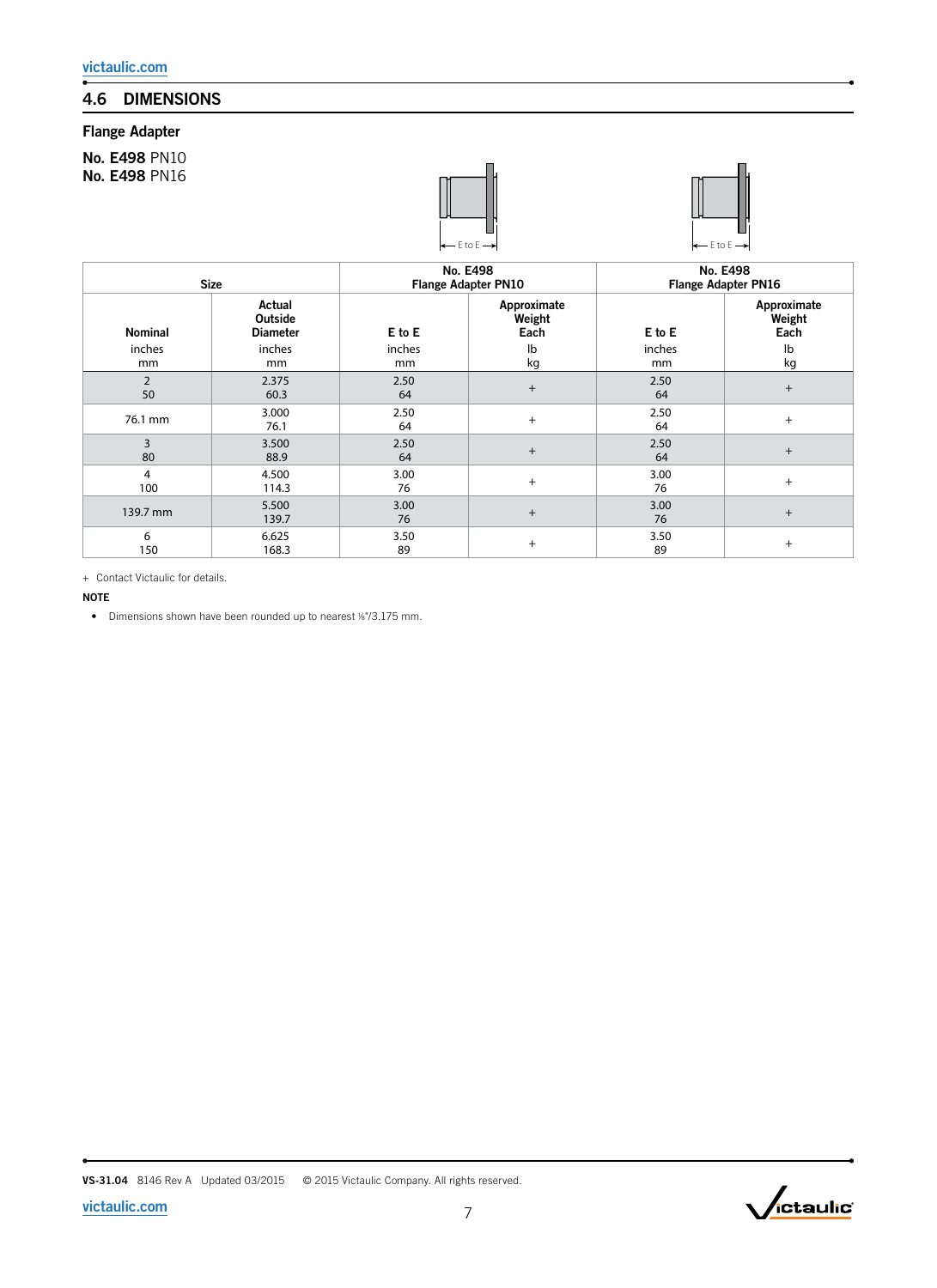## 4.6 DIMENSIONS

### Flange Adapter

**No. E498** PN10
**No. E498** PN16

| Size | | No. E498 Flange Adapter PN10 | | No. E498 Flange Adapter PN16 | |
|---|---|---|---|---|---|
| **Nominal** inches mm | **Actual Outside Diameter** inches mm | **E to E** inches mm | **Approximate Weight Each** lb kg | **E to E** inches mm | **Approximate Weight Each** lb kg |
| 2 50 | 2.375 60.3 | 2.50 64 | + | 2.50 64 | + |
| 76.1 mm | 3.000 76.1 | 2.50 64 | + | 2.50 64 | + |
| 3 80 | 3.500 88.9 | 2.50 64 | + | 2.50 64 | + |
| 4 100 | 4.500 114.3 | 3.00 76 | + | 3.00 76 | + |
| 139.7 mm | 5.500 139.7 | 3.00 76 | + | 3.00 76 | + |
| 6 150 | 6.625 168.3 | 3.50 89 | + | 3.50 89 | + |

+ Contact Victaulic for details.

**NOTE**

- Dimensions shown have been rounded up to nearest ⅛"/3.175 mm.

**VS-31.04** 8146 Rev A Updated 03/2015 © 2015 Victaulic Company. All rights reserved.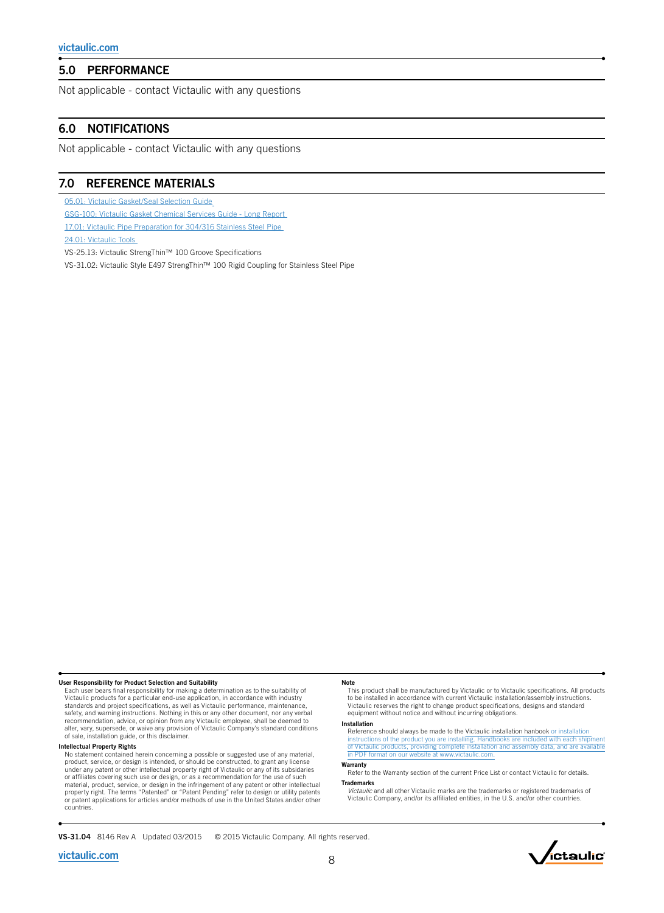## 5.0 PERFORMANCE

Not applicable - contact Victaulic with any questions

## 6.0 NOTIFICATIONS

Not applicable - contact Victaulic with any questions

## 7.0 REFERENCE MATERIALS

05.01: Victaulic Gasket/Seal Selection Guide

GSG-100: Victaulic Gasket Chemical Services Guide - Long Report

17.01: Victaulic Pipe Preparation for 304/316 Stainless Steel Pipe

24.01: Victaulic Tools

VS-25.13: Victaulic StrengThin™ 100 Groove Specifications

VS-31.02: Victaulic Style E497 StrengThin™ 100 Rigid Coupling for Stainless Steel Pipe

**User Responsibility for Product Selection and Suitability**

Each user bears final responsibility for making a determination as to the suitability of Victaulic products for a particular end-use application, in accordance with industry standards and project specifications, as well as Victaulic performance, maintenance, safety, and warning instructions. Nothing in this or any other document, nor any verbal recommendation, advice, or opinion from any Victaulic employee, shall be deemed to alter, vary, supersede, or waive any provision of Victaulic Company's standard conditions of sale, installation guide, or this disclaimer.

**Intellectual Property Rights**

No statement contained herein concerning a possible or suggested use of any material, product, service, or design is intended, or should be constructed, to grant any license under any patent or other intellectual property right of Victaulic or any of its subsidaries or affiliates covering such use or design, or as a recommendation for the use of such material, product, service, or design in the infringement of any patent or other intellectual property right. The terms "Patented" or "Patent Pending" refer to design or utility patents or patent applications for articles and/or methods of use in the United States and/or other countries.

**Note**

This product shall be manufactured by Victaulic or to Victaulic specifications. All products to be installed in accordance with current Victaulic installation/assembly instructions. Victaulic reserves the right to change product specifications, designs and standard equipment without notice and without incurring obligations.

**Installation**

Reference should always be made to the Victaulic installation hanbook or installation instructions of the product you are installing. Handbooks are included with each shipment of Victaulic products, providing complete installation and assembly data, and are available in PDF format on our website at www.victaulic.com.

**Warranty**

Refer to the Warranty section of the current Price List or contact Victaulic for details.

**Trademarks**

*Victaulic* and all other Victaulic marks are the trademarks or registered trademarks of Victaulic Company, and/or its affiliated entities, in the U.S. and/or other countries.

**VS-31.04** 8146 Rev A Updated 03/2015 © 2015 Victaulic Company. All rights reserved.